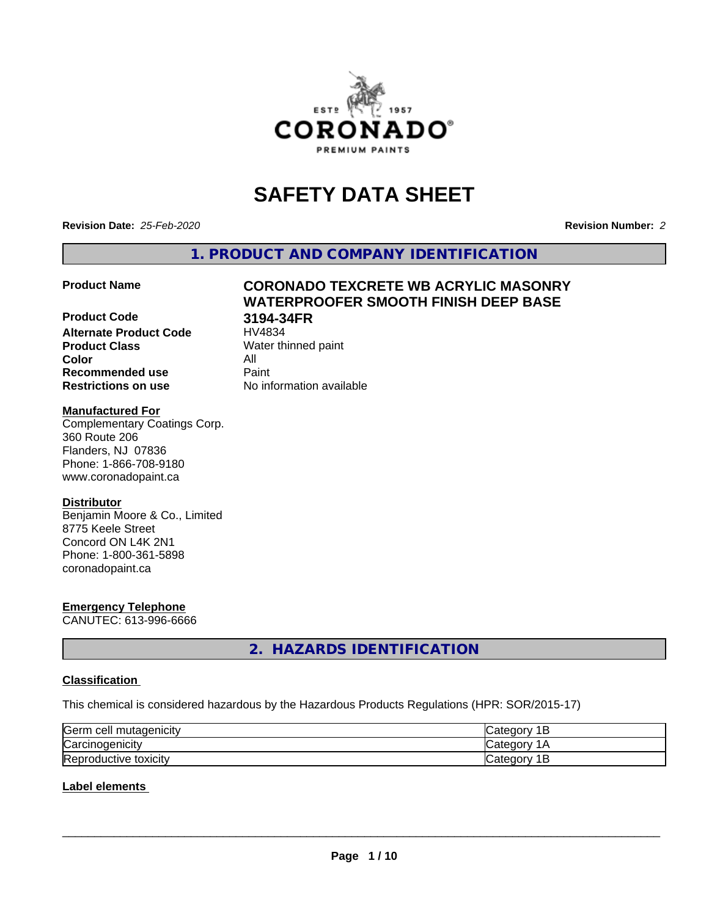# SAFETY DATA SHEET

**Revision Date:** *25-Feb-2020* **Revision Number:** *2*

## 1. PRODUCT AND COMPANY IDENTIFICATION

| | |
|---|---|
| **Product Name** | **CORONADO TEXCRETE WB ACRYLIC MASONRY WATERPROOFER SMOOTH FINISH DEEP BASE** |
| **Product Code** | **3194-34FR** |
| **Alternate Product Code** | HV4834 |
| **Product Class** | Water thinned paint |
| **Color** | All |
| **Recommended use** | Paint |
| **Restrictions on use** | No information available |

**Manufactured For**

Complementary Coatings Corp.
360 Route 206
Flanders, NJ 07836
Phone: 1-866-708-9180
www.coronadopaint.ca

**Distributor**

Benjamin Moore & Co., Limited
8775 Keele Street
Concord ON L4K 2N1
Phone: 1-800-361-5898
coronadopaint.ca

**Emergency Telephone**

CANUTEC: 613-996-6666

## 2. HAZARDS IDENTIFICATION

### Classification

This chemical is considered hazardous by the Hazardous Products Regulations (HPR: SOR/2015-17)

| Hazard | Category |
|---|---|
| Germ cell mutagenicity | Category 1B |
| Carcinogenicity | Category 1A |
| Reproductive toxicity | Category 1B |

### Label elements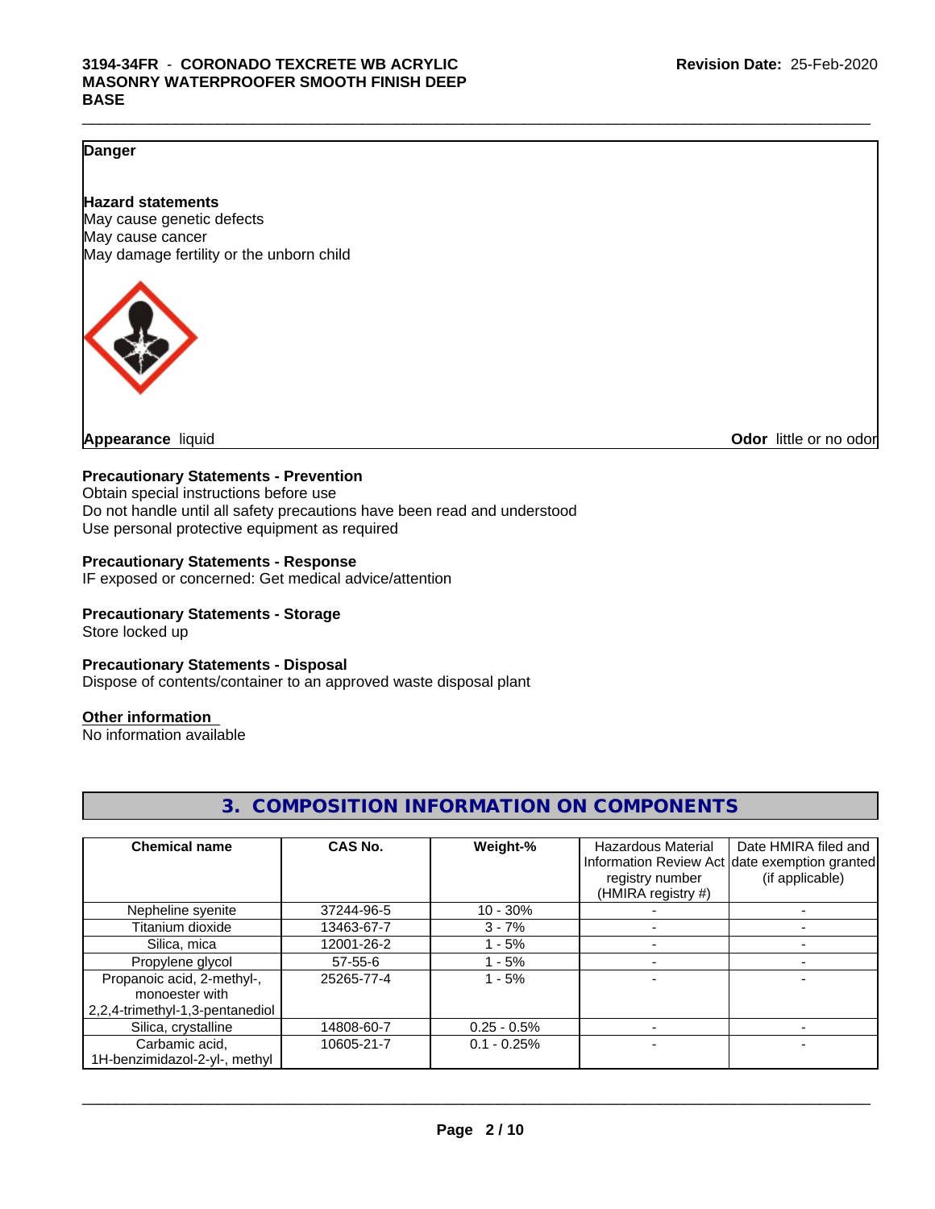**Danger**

**Hazard statements**
May cause genetic defects
May cause cancer
May damage fertility or the unborn child

**Appearance** liquid

**Odor** little or no odor

**Precautionary Statements - Prevention**
Obtain special instructions before use
Do not handle until all safety precautions have been read and understood
Use personal protective equipment as required

**Precautionary Statements - Response**
IF exposed or concerned: Get medical advice/attention

**Precautionary Statements - Storage**
Store locked up

**Precautionary Statements - Disposal**
Dispose of contents/container to an approved waste disposal plant

**Other information**
No information available

## 3. COMPOSITION INFORMATION ON COMPONENTS

| Chemical name | CAS No. | Weight-% | Hazardous Material Information Review Act registry number (HMIRA registry #) | Date HMIRA filed and date exemption granted (if applicable) |
|---|---|---|---|---|
| Nepheline syenite | 37244-96-5 | 10 - 30% | - | - |
| Titanium dioxide | 13463-67-7 | 3 - 7% | - | - |
| Silica, mica | 12001-26-2 | 1 - 5% | - | - |
| Propylene glycol | 57-55-6 | 1 - 5% | - | - |
| Propanoic acid, 2-methyl-, monoester with 2,2,4-trimethyl-1,3-pentanediol | 25265-77-4 | 1 - 5% | - | - |
| Silica, crystalline | 14808-60-7 | 0.25 - 0.5% | - | - |
| Carbamic acid, 1H-benzimidazol-2-yl-, methyl | 10605-21-7 | 0.1 - 0.25% | - | - |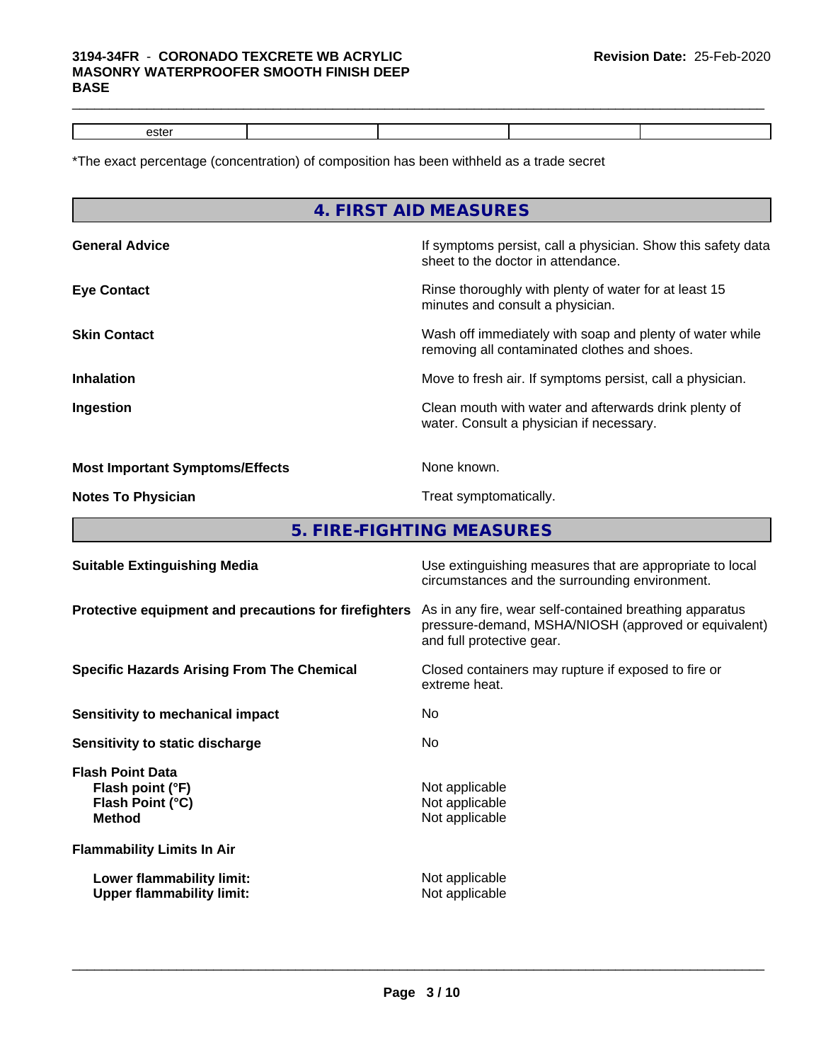| ester | | | | |
|---|---|---|---|---|

*The exact percentage (concentration) of composition has been withheld as a trade secret

## 4. FIRST AID MEASURES

**General Advice**
If symptoms persist, call a physician. Show this safety data sheet to the doctor in attendance.

**Eye Contact**
Rinse thoroughly with plenty of water for at least 15 minutes and consult a physician.

**Skin Contact**
Wash off immediately with soap and plenty of water while removing all contaminated clothes and shoes.

**Inhalation**
Move to fresh air. If symptoms persist, call a physician.

**Ingestion**
Clean mouth with water and afterwards drink plenty of water. Consult a physician if necessary.

**Most Important Symptoms/Effects**
None known.

**Notes To Physician**
Treat symptomatically.

## 5. FIRE-FIGHTING MEASURES

**Suitable Extinguishing Media**
Use extinguishing measures that are appropriate to local circumstances and the surrounding environment.

**Protective equipment and precautions for firefighters**
As in any fire, wear self-contained breathing apparatus pressure-demand, MSHA/NIOSH (approved or equivalent) and full protective gear.

**Specific Hazards Arising From The Chemical**
Closed containers may rupture if exposed to fire or extreme heat.

**Sensitivity to mechanical impact**
No

**Sensitivity to static discharge**
No

**Flash Point Data**
- **Flash point (°F)**: Not applicable
- **Flash Point (°C)**: Not applicable
- **Method**: Not applicable

**Flammability Limits In Air**
- **Lower flammability limit:** Not applicable
- **Upper flammability limit:** Not applicable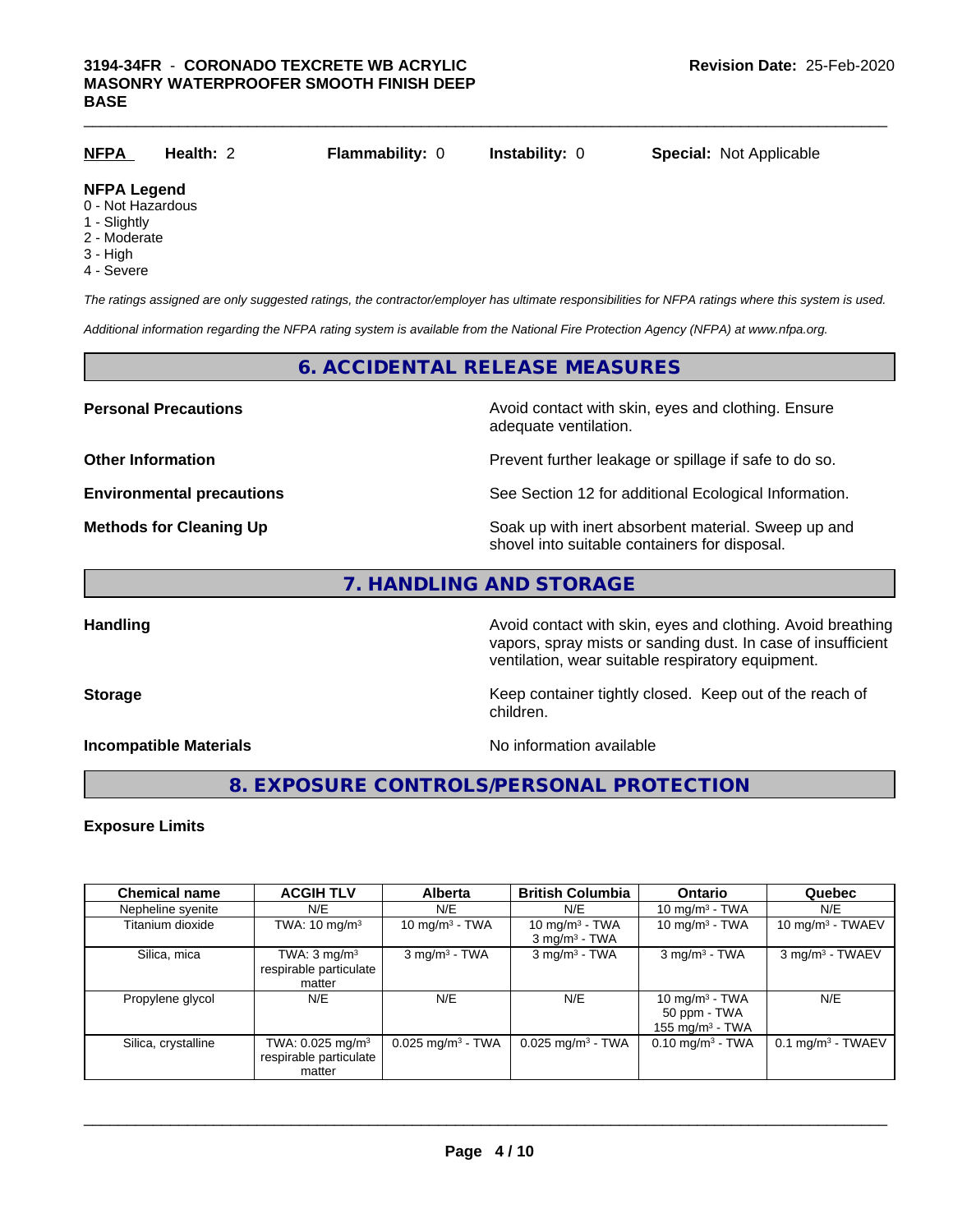| NFPA | Health: 2 | Flammability: 0 | Instability: 0 | Special: Not Applicable |
|---|---|---|---|---|

**NFPA Legend**
0 - Not Hazardous
1 - Slightly
2 - Moderate
3 - High
4 - Severe

*The ratings assigned are only suggested ratings, the contractor/employer has ultimate responsibilities for NFPA ratings where this system is used.*

*Additional information regarding the NFPA rating system is available from the National Fire Protection Agency (NFPA) at www.nfpa.org.*

## 6. ACCIDENTAL RELEASE MEASURES

**Personal Precautions** — Avoid contact with skin, eyes and clothing. Ensure adequate ventilation.

**Other Information** — Prevent further leakage or spillage if safe to do so.

**Environmental precautions** — See Section 12 for additional Ecological Information.

**Methods for Cleaning Up** — Soak up with inert absorbent material. Sweep up and shovel into suitable containers for disposal.

## 7. HANDLING AND STORAGE

**Handling** — Avoid contact with skin, eyes and clothing. Avoid breathing vapors, spray mists or sanding dust. In case of insufficient ventilation, wear suitable respiratory equipment.

**Storage** — Keep container tightly closed. Keep out of the reach of children.

**Incompatible Materials** — No information available

## 8. EXPOSURE CONTROLS/PERSONAL PROTECTION

**Exposure Limits**

| Chemical name | ACGIH TLV | Alberta | British Columbia | Ontario | Quebec |
|---|---|---|---|---|---|
| Nepheline syenite | N/E | N/E | N/E | 10 mg/m³ - TWA | N/E |
| Titanium dioxide | TWA: 10 mg/m³ | 10 mg/m³ - TWA | 10 mg/m³ - TWA<br>3 mg/m³ - TWA | 10 mg/m³ - TWA | 10 mg/m³ - TWAEV |
| Silica, mica | TWA: 3 mg/m³ respirable particulate matter | 3 mg/m³ - TWA | 3 mg/m³ - TWA | 3 mg/m³ - TWA | 3 mg/m³ - TWAEV |
| Propylene glycol | N/E | N/E | N/E | 10 mg/m³ - TWA<br>50 ppm - TWA<br>155 mg/m³ - TWA | N/E |
| Silica, crystalline | TWA: 0.025 mg/m³ respirable particulate matter | 0.025 mg/m³ - TWA | 0.025 mg/m³ - TWA | 0.10 mg/m³ - TWA | 0.1 mg/m³ - TWAEV |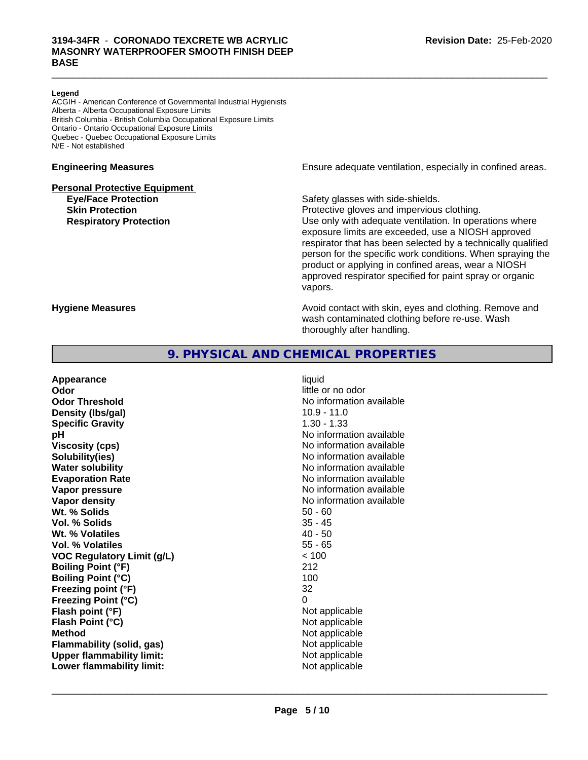**Legend**
ACGIH - American Conference of Governmental Industrial Hygienists
Alberta - Alberta Occupational Exposure Limits
British Columbia - British Columbia Occupational Exposure Limits
Ontario - Ontario Occupational Exposure Limits
Quebec - Quebec Occupational Exposure Limits
N/E - Not established

**Engineering Measures** Ensure adequate ventilation, especially in confined areas.

**Personal Protective Equipment**

**Eye/Face Protection** Safety glasses with side-shields.

**Skin Protection** Protective gloves and impervious clothing.

**Respiratory Protection** Use only with adequate ventilation. In operations where exposure limits are exceeded, use a NIOSH approved respirator that has been selected by a technically qualified person for the specific work conditions. When spraying the product or applying in confined areas, wear a NIOSH approved respirator specified for paint spray or organic vapors.

**Hygiene Measures** Avoid contact with skin, eyes and clothing. Remove and wash contaminated clothing before re-use. Wash thoroughly after handling.

## 9. PHYSICAL AND CHEMICAL PROPERTIES

| | |
|---|---|
| **Appearance** | liquid |
| **Odor** | little or no odor |
| **Odor Threshold** | No information available |
| **Density (lbs/gal)** | 10.9 - 11.0 |
| **Specific Gravity** | 1.30 - 1.33 |
| **pH** | No information available |
| **Viscosity (cps)** | No information available |
| **Solubility(ies)** | No information available |
| **Water solubility** | No information available |
| **Evaporation Rate** | No information available |
| **Vapor pressure** | No information available |
| **Vapor density** | No information available |
| **Wt. % Solids** | 50 - 60 |
| **Vol. % Solids** | 35 - 45 |
| **Wt. % Volatiles** | 40 - 50 |
| **Vol. % Volatiles** | 55 - 65 |
| **VOC Regulatory Limit (g/L)** | < 100 |
| **Boiling Point (°F)** | 212 |
| **Boiling Point (°C)** | 100 |
| **Freezing point (°F)** | 32 |
| **Freezing Point (°C)** | 0 |
| **Flash point (°F)** | Not applicable |
| **Flash Point (°C)** | Not applicable |
| **Method** | Not applicable |
| **Flammability (solid, gas)** | Not applicable |
| **Upper flammability limit:** | Not applicable |
| **Lower flammability limit:** | Not applicable |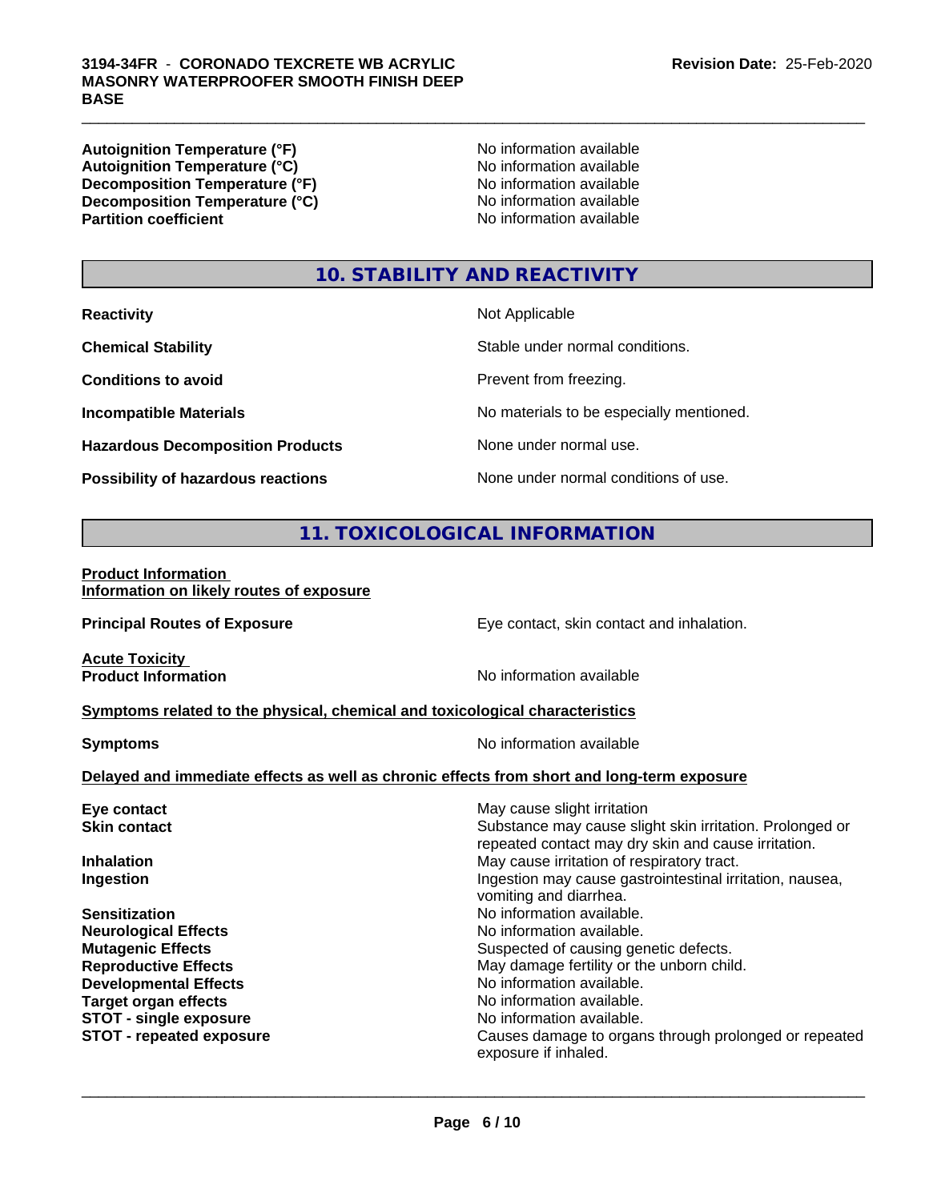| | |
|---|---|
| **Autoignition Temperature (°F)** | No information available |
| **Autoignition Temperature (°C)** | No information available |
| **Decomposition Temperature (°F)** | No information available |
| **Decomposition Temperature (°C)** | No information available |
| **Partition coefficient** | No information available |

## 10. STABILITY AND REACTIVITY

| | |
|---|---|
| **Reactivity** | Not Applicable |
| **Chemical Stability** | Stable under normal conditions. |
| **Conditions to avoid** | Prevent from freezing. |
| **Incompatible Materials** | No materials to be especially mentioned. |
| **Hazardous Decomposition Products** | None under normal use. |
| **Possibility of hazardous reactions** | None under normal conditions of use. |

## 11. TOXICOLOGICAL INFORMATION

**Product Information**
**Information on likely routes of exposure**

**Principal Routes of Exposure** — Eye contact, skin contact and inhalation.

**Acute Toxicity**
**Product Information** — No information available

**Symptoms related to the physical, chemical and toxicological characteristics**

**Symptoms** — No information available

**Delayed and immediate effects as well as chronic effects from short and long-term exposure**

| | |
|---|---|
| **Eye contact** | May cause slight irritation |
| **Skin contact** | Substance may cause slight skin irritation. Prolonged or repeated contact may dry skin and cause irritation. |
| **Inhalation** | May cause irritation of respiratory tract. |
| **Ingestion** | Ingestion may cause gastrointestinal irritation, nausea, vomiting and diarrhea. |
| **Sensitization** | No information available. |
| **Neurological Effects** | No information available. |
| **Mutagenic Effects** | Suspected of causing genetic defects. |
| **Reproductive Effects** | May damage fertility or the unborn child. |
| **Developmental Effects** | No information available. |
| **Target organ effects** | No information available. |
| **STOT - single exposure** | No information available. |
| **STOT - repeated exposure** | Causes damage to organs through prolonged or repeated exposure if inhaled. |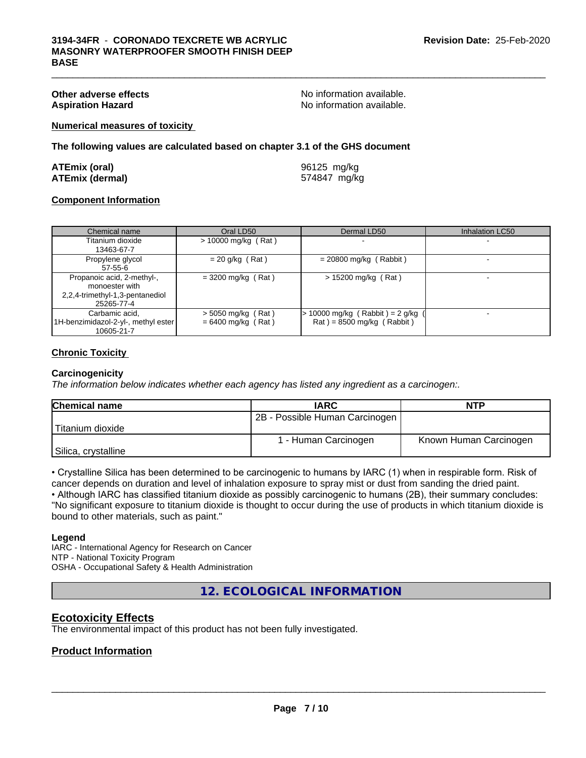**Other adverse effects** No information available.
**Aspiration Hazard** No information available.

**Numerical measures of toxicity**

**The following values are calculated based on chapter 3.1 of the GHS document**

**ATEmix (oral)** 96125 mg/kg
**ATEmix (dermal)** 574847 mg/kg

**Component Information**

| Chemical name | Oral LD50 | Dermal LD50 | Inhalation LC50 |
|---|---|---|---|
| Titanium dioxide<br>13463-67-7 | > 10000 mg/kg ( Rat ) | - | - |
| Propylene glycol<br>57-55-6 | = 20 g/kg ( Rat ) | = 20800 mg/kg ( Rabbit ) | - |
| Propanoic acid, 2-methyl-, monoester with 2,2,4-trimethyl-1,3-pentanediol<br>25265-77-4 | = 3200 mg/kg ( Rat ) | > 15200 mg/kg ( Rat ) | - |
| Carbamic acid, 1H-benzimidazol-2-yl-, methyl ester<br>10605-21-7 | > 5050 mg/kg ( Rat )<br>= 6400 mg/kg ( Rat ) | > 10000 mg/kg ( Rabbit ) = 2 g/kg ( Rat ) = 8500 mg/kg ( Rabbit ) | - |

**Chronic Toxicity**

**Carcinogenicity**

*The information below indicates whether each agency has listed any ingredient as a carcinogen:.*

| Chemical name | IARC | NTP |
|---|---|---|
| Titanium dioxide | 2B - Possible Human Carcinogen | |
| Silica, crystalline | 1 - Human Carcinogen | Known Human Carcinogen |

• Crystalline Silica has been determined to be carcinogenic to humans by IARC (1) when in respirable form. Risk of cancer depends on duration and level of inhalation exposure to spray mist or dust from sanding the dried paint.
• Although IARC has classified titanium dioxide as possibly carcinogenic to humans (2B), their summary concludes: "No significant exposure to titanium dioxide is thought to occur during the use of products in which titanium dioxide is bound to other materials, such as paint."

**Legend**

IARC - International Agency for Research on Cancer
NTP - National Toxicity Program
OSHA - Occupational Safety & Health Administration

## 12. ECOLOGICAL INFORMATION

## Ecotoxicity Effects

The environmental impact of this product has not been fully investigated.

**Product Information**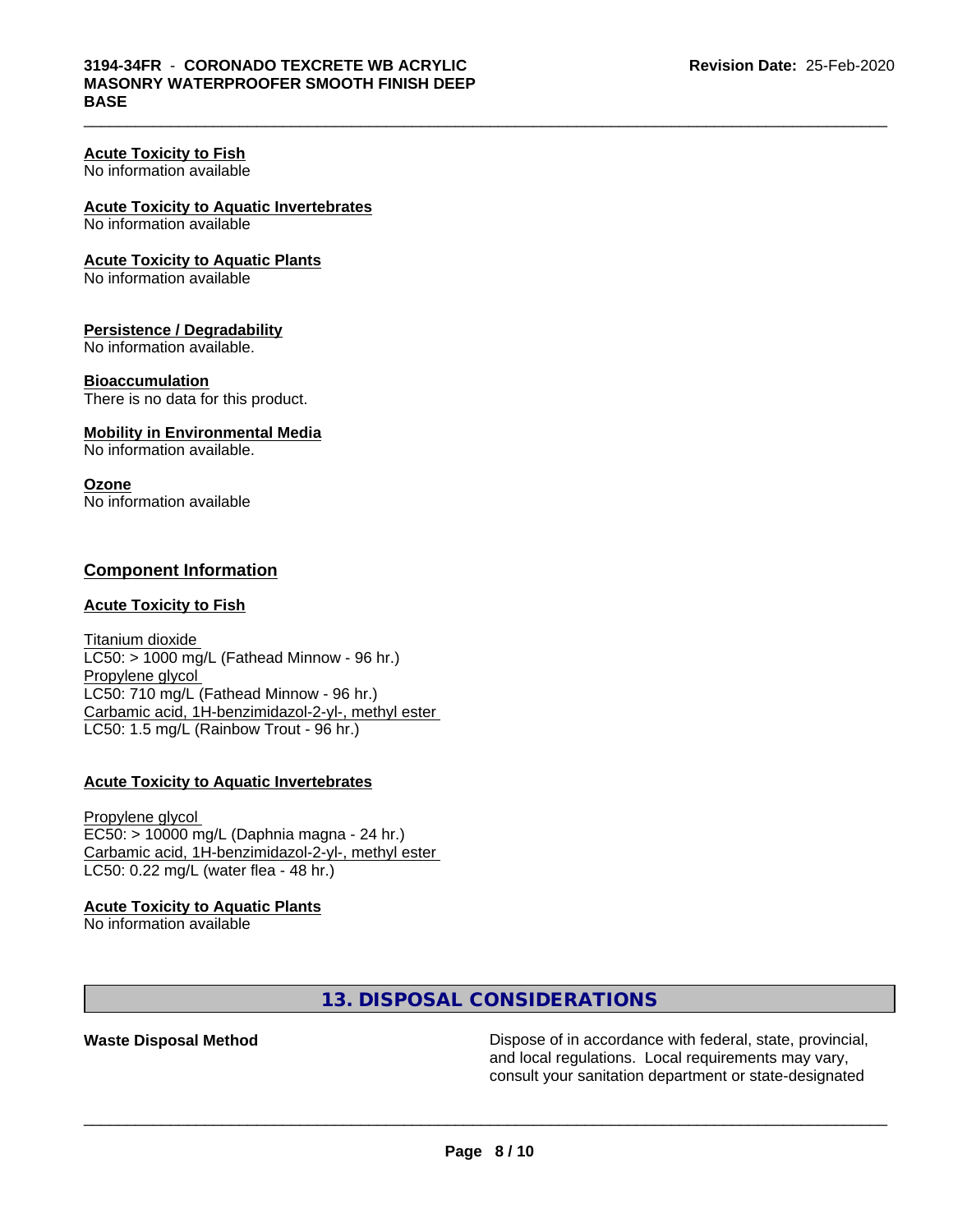**Acute Toxicity to Fish**
No information available

**Acute Toxicity to Aquatic Invertebrates**
No information available

**Acute Toxicity to Aquatic Plants**
No information available

**Persistence / Degradability**
No information available.

**Bioaccumulation**
There is no data for this product.

**Mobility in Environmental Media**
No information available.

**Ozone**
No information available

## Component Information

**Acute Toxicity to Fish**

Titanium dioxide
LC50: > 1000 mg/L (Fathead Minnow - 96 hr.)
Propylene glycol
LC50: 710 mg/L (Fathead Minnow - 96 hr.)
Carbamic acid, 1H-benzimidazol-2-yl-, methyl ester
LC50: 1.5 mg/L (Rainbow Trout - 96 hr.)

**Acute Toxicity to Aquatic Invertebrates**

Propylene glycol
EC50: > 10000 mg/L (Daphnia magna - 24 hr.)
Carbamic acid, 1H-benzimidazol-2-yl-, methyl ester
LC50: 0.22 mg/L (water flea - 48 hr.)

**Acute Toxicity to Aquatic Plants**
No information available

## 13. DISPOSAL CONSIDERATIONS

**Waste Disposal Method** Dispose of in accordance with federal, state, provincial, and local regulations. Local requirements may vary, consult your sanitation department or state-designated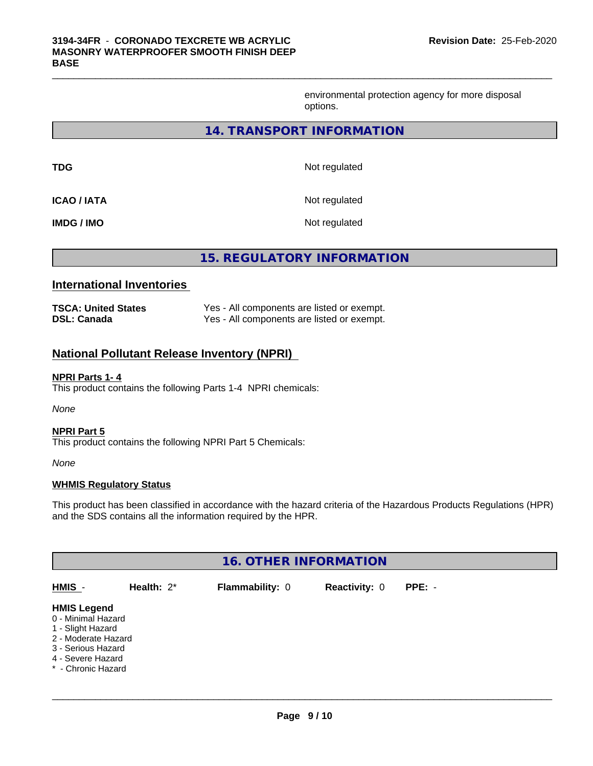environmental protection agency for more disposal options.

## 14. TRANSPORT INFORMATION

| | |
|---|---|
| **TDG** | Not regulated |
| **ICAO / IATA** | Not regulated |
| **IMDG / IMO** | Not regulated |

## 15. REGULATORY INFORMATION

### International Inventories

| | |
|---|---|
| **TSCA: United States** | Yes - All components are listed or exempt. |
| **DSL: Canada** | Yes - All components are listed or exempt. |

### National Pollutant Release Inventory (NPRI)

**NPRI Parts 1- 4**

This product contains the following Parts 1-4 NPRI chemicals:

*None*

**NPRI Part 5**

This product contains the following NPRI Part 5 Chemicals:

*None*

**WHMIS Regulatory Status**

This product has been classified in accordance with the hazard criteria of the Hazardous Products Regulations (HPR) and the SDS contains all the information required by the HPR.

## 16. OTHER INFORMATION

| **HMIS** - | **Health:** 2* | **Flammability:** 0 | **Reactivity:** 0 | **PPE:** - |
|---|---|---|---|---|

**HMIS Legend**

0 - Minimal Hazard
1 - Slight Hazard
2 - Moderate Hazard
3 - Serious Hazard
4 - Severe Hazard
* - Chronic Hazard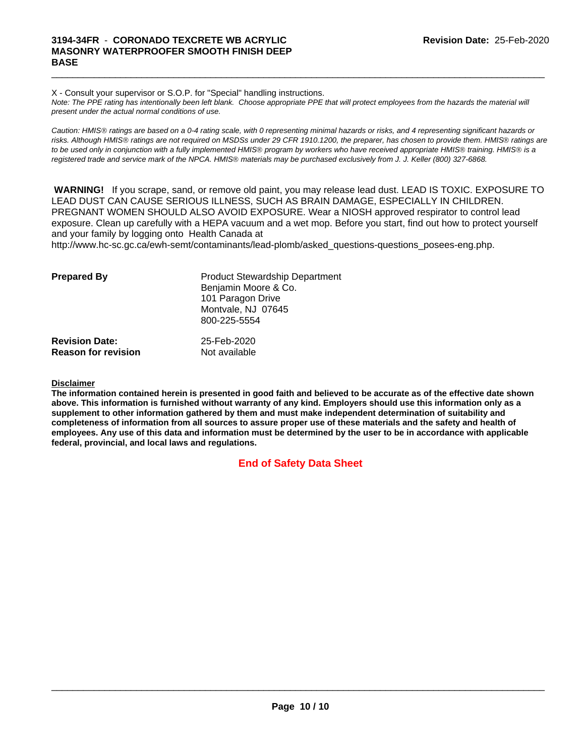X - Consult your supervisor or S.O.P. for "Special" handling instructions.

*Note: The PPE rating has intentionally been left blank. Choose appropriate PPE that will protect employees from the hazards the material will present under the actual normal conditions of use.*

*Caution: HMIS® ratings are based on a 0-4 rating scale, with 0 representing minimal hazards or risks, and 4 representing significant hazards or risks. Although HMIS® ratings are not required on MSDSs under 29 CFR 1910.1200, the preparer, has chosen to provide them. HMIS® ratings are to be used only in conjunction with a fully implemented HMIS® program by workers who have received appropriate HMIS® training. HMIS® is a registered trade and service mark of the NPCA. HMIS® materials may be purchased exclusively from J. J. Keller (800) 327-6868.*

**WARNING!** If you scrape, sand, or remove old paint, you may release lead dust. LEAD IS TOXIC. EXPOSURE TO LEAD DUST CAN CAUSE SERIOUS ILLNESS, SUCH AS BRAIN DAMAGE, ESPECIALLY IN CHILDREN. PREGNANT WOMEN SHOULD ALSO AVOID EXPOSURE. Wear a NIOSH approved respirator to control lead exposure. Clean up carefully with a HEPA vacuum and a wet mop. Before you start, find out how to protect yourself and your family by logging onto Health Canada at http://www.hc-sc.gc.ca/ewh-semt/contaminants/lead-plomb/asked_questions-questions_posees-eng.php.

| | |
|---|---|
| **Prepared By** | Product Stewardship Department<br>Benjamin Moore & Co.<br>101 Paragon Drive<br>Montvale, NJ 07645<br>800-225-5554 |
| **Revision Date:** | 25-Feb-2020 |
| **Reason for revision** | Not available |

**Disclaimer**

**The information contained herein is presented in good faith and believed to be accurate as of the effective date shown above. This information is furnished without warranty of any kind. Employers should use this information only as a supplement to other information gathered by them and must make independent determination of suitability and completeness of information from all sources to assure proper use of these materials and the safety and health of employees. Any use of this data and information must be determined by the user to be in accordance with applicable federal, provincial, and local laws and regulations.**

**End of Safety Data Sheet**